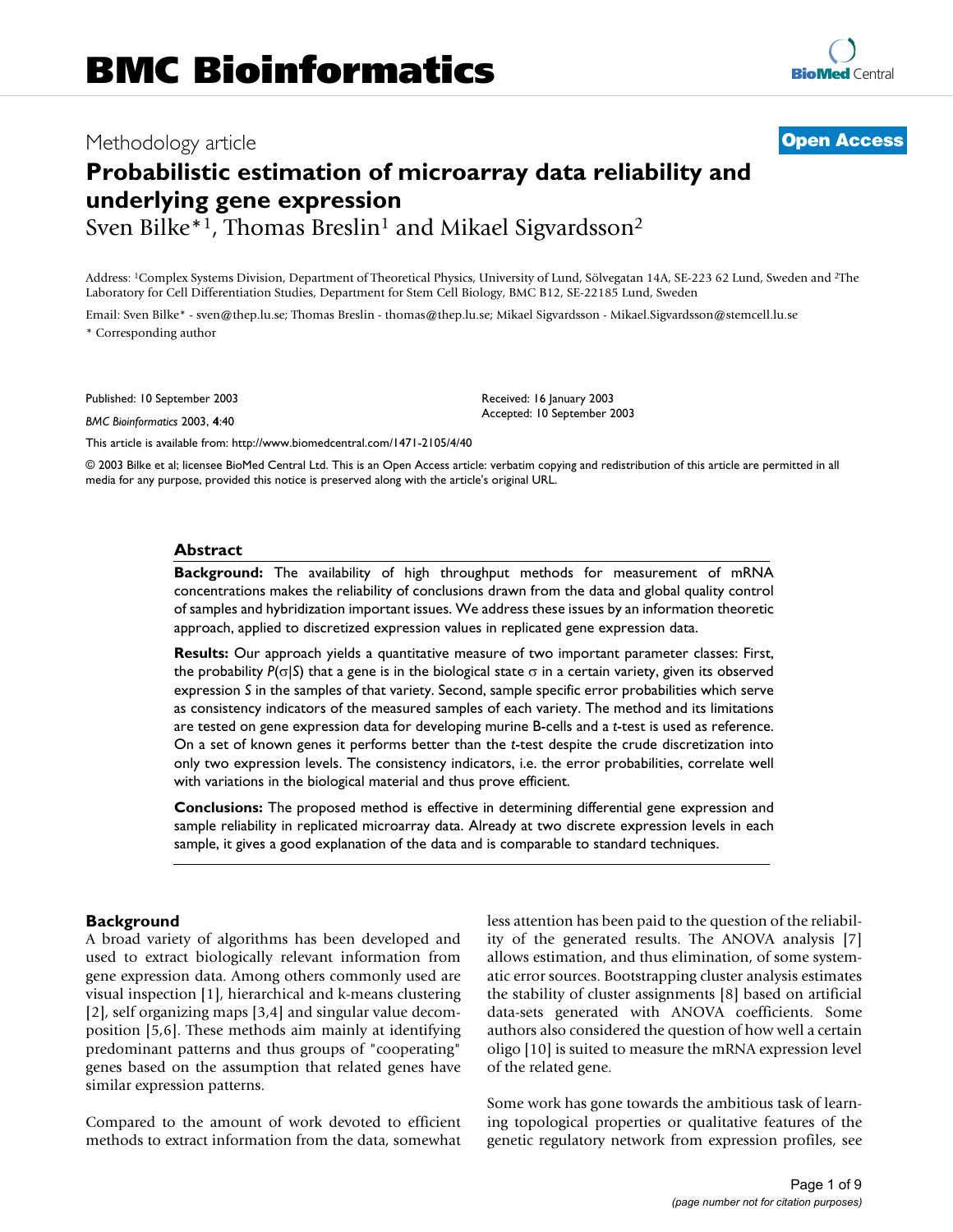Methodology article

**Open Access**

# Probabilistic estimation of microarray data reliability and underlying gene expression

Sven Bilke*[1], Thomas Breslin[1] and Mikael Sigvardsson[2]

Address: [1]Complex Systems Division, Department of Theoretical Physics, University of Lund, Sölvegatan 14A, SE-223 62 Lund, Sweden and [2]The Laboratory for Cell Differentiation Studies, Department for Stem Cell Biology, BMC B12, SE-22185 Lund, Sweden

Email: Sven Bilke* - sven@thep.lu.se; Thomas Breslin - thomas@thep.lu.se; Mikael Sigvardsson - Mikael.Sigvardsson@stemcell.lu.se

\* Corresponding author

Published: 10 September 2003

*BMC Bioinformatics* 2003, **4**:40

Received: 16 January 2003
Accepted: 10 September 2003

This article is available from: http://www.biomedcentral.com/1471-2105/4/40

© 2003 Bilke et al; licensee BioMed Central Ltd. This is an Open Access article: verbatim copying and redistribution of this article are permitted in all media for any purpose, provided this notice is preserved along with the article's original URL.

## Abstract

**Background:** The availability of high throughput methods for measurement of mRNA concentrations makes the reliability of conclusions drawn from the data and global quality control of samples and hybridization important issues. We address these issues by an information theoretic approach, applied to discretized expression values in replicated gene expression data.

**Results:** Our approach yields a quantitative measure of two important parameter classes: First, the probability $P(\sigma|S)$ that a gene is in the biological state $\sigma$ in a certain variety, given its observed expression $S$ in the samples of that variety. Second, sample specific error probabilities which serve as consistency indicators of the measured samples of each variety. The method and its limitations are tested on gene expression data for developing murine B-cells and a *t*-test is used as reference. On a set of known genes it performs better than the *t*-test despite the crude discretization into only two expression levels. The consistency indicators, i.e. the error probabilities, correlate well with variations in the biological material and thus prove efficient.

**Conclusions:** The proposed method is effective in determining differential gene expression and sample reliability in replicated microarray data. Already at two discrete expression levels in each sample, it gives a good explanation of the data and is comparable to standard techniques.

## Background

A broad variety of algorithms has been developed and used to extract biologically relevant information from gene expression data. Among others commonly used are visual inspection [1], hierarchical and k-means clustering [2], self organizing maps [3,4] and singular value decomposition [5,6]. These methods aim mainly at identifying predominant patterns and thus groups of "cooperating" genes based on the assumption that related genes have similar expression patterns.

Compared to the amount of work devoted to efficient methods to extract information from the data, somewhat less attention has been paid to the question of the reliability of the generated results. The ANOVA analysis [7] allows estimation, and thus elimination, of some systematic error sources. Bootstrapping cluster analysis estimates the stability of cluster assignments [8] based on artificial data-sets generated with ANOVA coefficients. Some authors also considered the question of how well a certain oligo [10] is suited to measure the mRNA expression level of the related gene.

Some work has gone towards the ambitious task of learning topological properties or qualitative features of the genetic regulatory network from expression profiles, see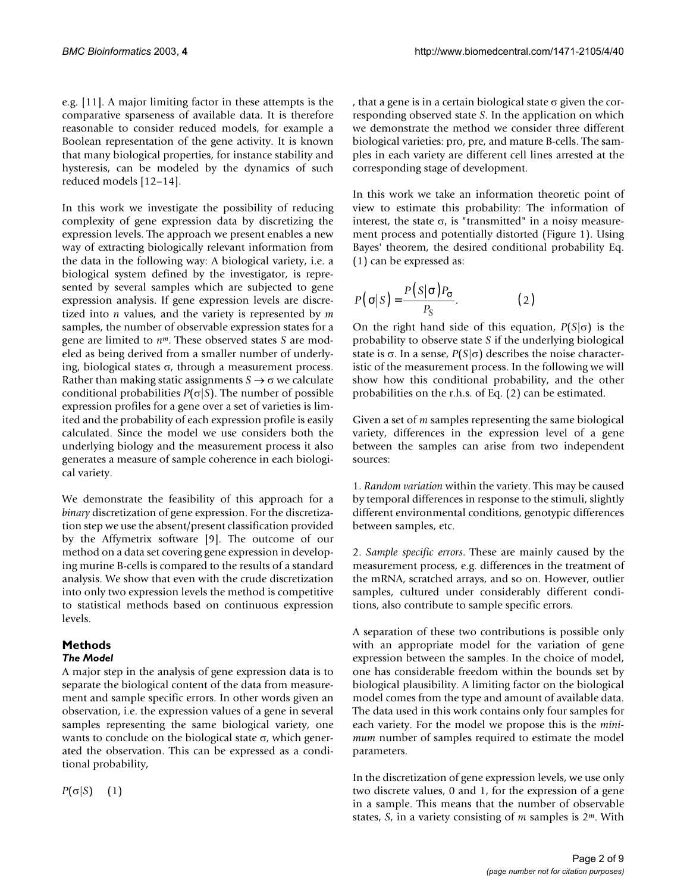e.g. [11]. A major limiting factor in these attempts is the comparative sparseness of available data. It is therefore reasonable to consider reduced models, for example a Boolean representation of the gene activity. It is known that many biological properties, for instance stability and hysteresis, can be modeled by the dynamics of such reduced models [12–14].

In this work we investigate the possibility of reducing complexity of gene expression data by discretizing the expression levels. The approach we present enables a new way of extracting biologically relevant information from the data in the following way: A biological variety, i.e. a biological system defined by the investigator, is represented by several samples which are subjected to gene expression analysis. If gene expression levels are discretized into $n$ values, and the variety is represented by $m$ samples, the number of observable expression states for a gene are limited to $n^m$. These observed states $S$ are modeled as being derived from a smaller number of underlying, biological states $\sigma$, through a measurement process. Rather than making static assignments $S \to \sigma$ we calculate conditional probabilities $P(\sigma|S)$. The number of possible expression profiles for a gene over a set of varieties is limited and the probability of each expression profile is easily calculated. Since the model we use considers both the underlying biology and the measurement process it also generates a measure of sample coherence in each biological variety.

We demonstrate the feasibility of this approach for a *binary* discretization of gene expression. For the discretization step we use the absent/present classification provided by the Affymetrix software [9]. The outcome of our method on a data set covering gene expression in developing murine B-cells is compared to the results of a standard analysis. We show that even with the crude discretization into only two expression levels the method is competitive to statistical methods based on continuous expression levels.

## Methods

### The Model

A major step in the analysis of gene expression data is to separate the biological content of the data from measurement and sample specific errors. In other words given an observation, i.e. the expression values of a gene in several samples representing the same biological variety, one wants to conclude on the biological state $\sigma$, which generated the observation. This can be expressed as a conditional probability,

$$P(\sigma|S) \quad (1)$$

, that a gene is in a certain biological state $\sigma$ given the corresponding observed state $S$. In the application on which we demonstrate the method we consider three different biological varieties: pro, pre, and mature B-cells. The samples in each variety are different cell lines arrested at the corresponding stage of development.

In this work we take an information theoretic point of view to estimate this probability: The information of interest, the state $\sigma$, is "transmitted" in a noisy measurement process and potentially distorted (Figure 1). Using Bayes' theorem, the desired conditional probability Eq. (1) can be expressed as:

$$P(\sigma|S) = \frac{P(S|\sigma)P_{\sigma}}{P_S}. \quad (2)$$

On the right hand side of this equation, $P(S|\sigma)$ is the probability to observe state $S$ if the underlying biological state is $\sigma$. In a sense, $P(S|\sigma)$ describes the noise characteristic of the measurement process. In the following we will show how this conditional probability, and the other probabilities on the r.h.s. of Eq. (2) can be estimated.

Given a set of $m$ samples representing the same biological variety, differences in the expression level of a gene between the samples can arise from two independent sources:

1. *Random variation* within the variety. This may be caused by temporal differences in response to the stimuli, slightly different environmental conditions, genotypic differences between samples, etc.

2. *Sample specific errors*. These are mainly caused by the measurement process, e.g. differences in the treatment of the mRNA, scratched arrays, and so on. However, outlier samples, cultured under considerably different conditions, also contribute to sample specific errors.

A separation of these two contributions is possible only with an appropriate model for the variation of gene expression between the samples. In the choice of model, one has considerable freedom within the bounds set by biological plausibility. A limiting factor on the biological model comes from the type and amount of available data. The data used in this work contains only four samples for each variety. For the model we propose this is the *minimum* number of samples required to estimate the model parameters.

In the discretization of gene expression levels, we use only two discrete values, 0 and 1, for the expression of a gene in a sample. This means that the number of observable states, $S$, in a variety consisting of $m$ samples is $2^m$. With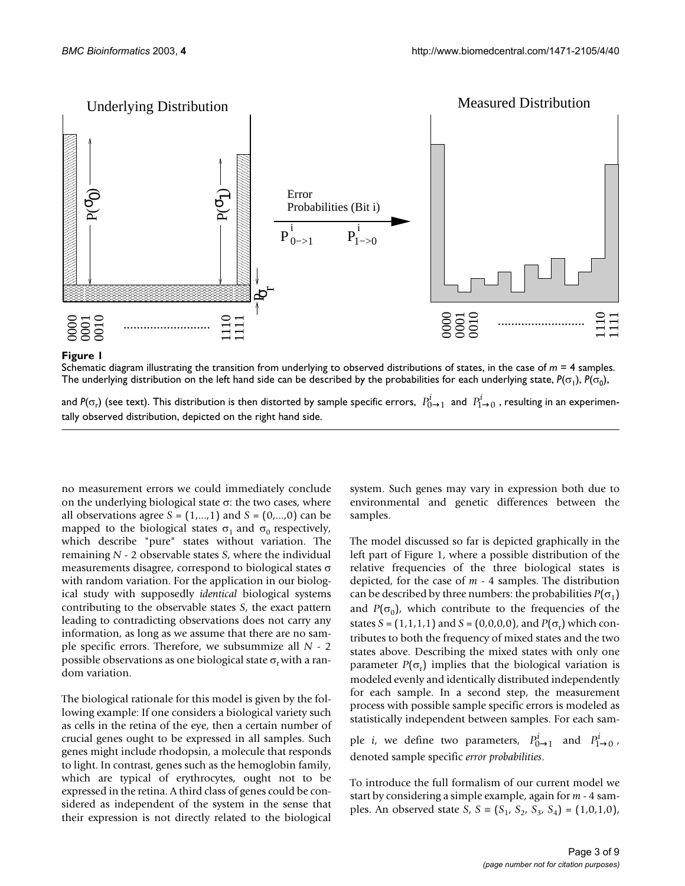**Figure 1**

Schematic diagram illustrating the transition from underlying to observed distributions of states, in the case of $m = 4$ samples. The underlying distribution on the left hand side can be described by the probabilities for each underlying state, $P(\sigma_1)$, $P(\sigma_0)$, and $P(\sigma_r)$ (see text). This distribution is then distorted by sample specific errors, $P^i_{0\rightarrow 1}$ and $P^i_{1\rightarrow 0}$, resulting in an experimentally observed distribution, depicted on the right hand side.

no measurement errors we could immediately conclude on the underlying biological state $\sigma$: the two cases, where all observations agree $S = (1,...,1)$ and $S = (0,...,0)$ can be mapped to the biological states $\sigma_1$ and $\sigma_0$ respectively, which describe "pure" states without variation. The remaining $N - 2$ observable states $S$, where the individual measurements disagree, correspond to biological states $\sigma$ with random variation. For the application in our biological study with supposedly *identical* biological systems contributing to the observable states $S$, the exact pattern leading to contradicting observations does not carry any information, as long as we assume that there are no sample specific errors. Therefore, we subsummize all $N - 2$ possible observations as one biological state $\sigma_r$ with a random variation.

The biological rationale for this model is given by the following example: If one considers a biological variety such as cells in the retina of the eye, then a certain number of crucial genes ought to be expressed in all samples. Such genes might include rhodopsin, a molecule that responds to light. In contrast, genes such as the hemoglobin family, which are typical of erythrocytes, ought not to be expressed in the retina. A third class of genes could be considered as independent of the system in the sense that their expression is not directly related to the biological system. Such genes may vary in expression both due to environmental and genetic differences between the samples.

The model discussed so far is depicted graphically in the left part of Figure 1, where a possible distribution of the relative frequencies of the three biological states is depicted, for the case of $m$ - 4 samples. The distribution can be described by three numbers: the probabilities $P(\sigma_1)$ and $P(\sigma_0)$, which contribute to the frequencies of the states $S = (1,1,1,1)$ and $S = (0,0,0,0)$, and $P(\sigma_r)$ which contributes to both the frequency of mixed states and the two states above. Describing the mixed states with only one parameter $P(\sigma_r)$ implies that the biological variation is modeled evenly and identically distributed independently for each sample. In a second step, the measurement process with possible sample specific errors is modeled as statistically independent between samples. For each sample $i$, we define two parameters, $P^i_{0\rightarrow 1}$ and $P^i_{1\rightarrow 0}$, denoted sample specific *error probabilities*.

To introduce the full formalism of our current model we start by considering a simple example, again for $m$ - 4 samples. An observed state $S$, $S \equiv (S_1, S_2, S_3, S_4) = (1,0,1,0)$,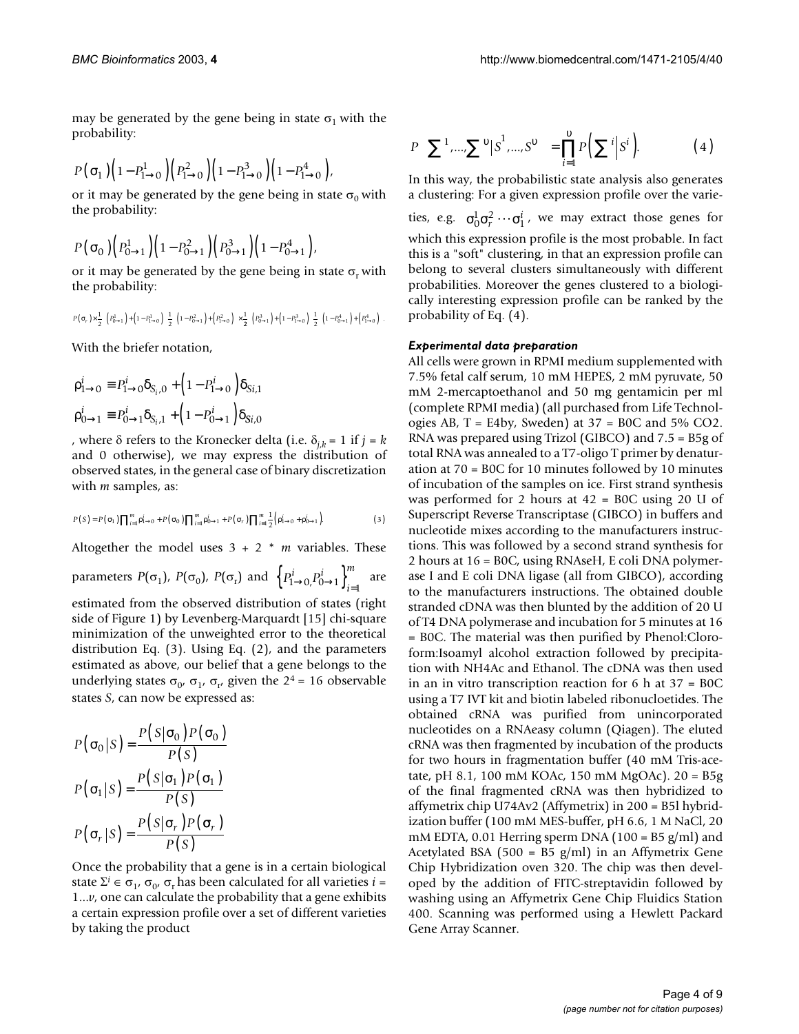may be generated by the gene being in state $\sigma_1$ with the probability:

$$P(\sigma_1)\left(1-P^1_{1\to 0}\right)\left(P^2_{1\to 0}\right)\left(1-P^3_{1\to 0}\right)\left(1-P^4_{1\to 0}\right),$$

or it may be generated by the gene being in state $\sigma_0$ with the probability:

$$P(\sigma_0)\left(P^1_{0\to 1}\right)\left(1-P^2_{0\to 1}\right)\left(P^3_{0\to 1}\right)\left(1-P^4_{0\to 1}\right),$$

or it may be generated by the gene being in state $\sigma_r$ with the probability:

$$P(\sigma_r)\times\frac{1}{2}\left(\left(P^1_{0\to 1}\right)+\left(1-P^1_{1\to 0}\right)\right)\frac{1}{2}\left(\left(1-P^2_{0\to 1}\right)+\left(P^2_{1\to 0}\right)\right)\times\frac{1}{2}\left(\left(P^3_{0\to 1}\right)+\left(1-P^3_{1\to 0}\right)\right)\frac{1}{2}\left(\left(1-P^4_{0\to 1}\right)+\left(P^4_{1\to 0}\right)\right).$$

With the briefer notation,

$$\rho^i_{1\to 0} \equiv P^i_{1\to 0}\delta_{S_i,0} + \left(1-P^i_{1\to 0}\right)\delta_{S_i,1}$$
$$\rho^i_{0\to 1} \equiv P^i_{0\to 1}\delta_{S_i,1} + \left(1-P^i_{0\to 1}\right)\delta_{S_i,0}$$

, where $\delta$ refers to the Kronecker delta (i.e. $\delta_{j,k} = 1$ if $j = k$ and 0 otherwise), we may express the distribution of observed states, in the general case of binary discretization with $m$ samples, as:

$$P(S) = P(\sigma_1)\prod_{i=1}^{m}\rho^i_{1\to 0} + P(\sigma_0)\prod_{i=1}^{m}\rho^i_{0\to 1} + P(\sigma_r)\prod_{i=1}^{m}\frac{1}{2}\left(\rho^i_{1\to 0}+\rho^i_{0\to 1}\right). \qquad (3)$$

Altogether the model uses $3 + 2 * m$ variables. These parameters $P(\sigma_1)$, $P(\sigma_0)$, $P(\sigma_r)$ and $\left\{P^i_{1\to 0}, P^i_{0\to 1}\right\}_{i=1}^{m}$ are estimated from the observed distribution of states (right side of Figure 1) by Levenberg-Marquardt [15] chi-square minimization of the unweighted error to the theoretical distribution Eq. (3). Using Eq. (2), and the parameters estimated as above, our belief that a gene belongs to the underlying states $\sigma_0$, $\sigma_1$, $\sigma_r$, given the $2^4 = 16$ observable states $S$, can now be expressed as:

$$P(\sigma_0|S) = \frac{P(S|\sigma_0)P(\sigma_0)}{P(S)}$$
$$P(\sigma_1|S) = \frac{P(S|\sigma_1)P(\sigma_1)}{P(S)}$$
$$P(\sigma_r|S) = \frac{P(S|\sigma_r)P(\sigma_r)}{P(S)}$$

Once the probability that a gene is in a certain biological state $\Sigma^i \in \sigma_1, \sigma_0, \sigma_r$ has been calculated for all varieties $i = 1...\upsilon$, one can calculate the probability that a gene exhibits a certain expression profile over a set of different varieties by taking the product

$$P\left(\Sigma^1,...,\Sigma^\upsilon \middle| S^1,...,S^\upsilon\right) = \prod_{i=1}^{\upsilon} P\left(\Sigma^i \middle| S^i\right). \qquad (4)$$

In this way, the probabilistic state analysis also generates a clustering: For a given expression profile over the varieties, e.g. $\sigma_0^1\sigma_r^2\cdots\sigma_1^i$, we may extract those genes for which this expression profile is the most probable. In fact this is a "soft" clustering, in that an expression profile can belong to several clusters simultaneously with different probabilities. Moreover the genes clustered to a biologically interesting expression profile can be ranked by the probability of Eq. (4).

### *Experimental data preparation*

All cells were grown in RPMI medium supplemented with 7.5% fetal calf serum, 10 mM HEPES, 2 mM pyruvate, 50 mM 2-mercaptoethanol and 50 mg gentamicin per ml (complete RPMI media) (all purchased from Life Technologies AB, T = E4by, Sweden) at 37 = B0C and 5% CO2. RNA was prepared using Trizol (GIBCO) and 7.5 = B5g of total RNA was annealed to a T7-oligo T primer by denaturation at 70 = B0C for 10 minutes followed by 10 minutes of incubation of the samples on ice. First strand synthesis was performed for 2 hours at 42 = B0C using 20 U of Superscript Reverse Transcriptase (GIBCO) in buffers and nucleotide mixes according to the manufacturers instructions. This was followed by a second strand synthesis for 2 hours at 16 = B0C, using RNAseH, E coli DNA polymerase I and E coli DNA ligase (all from GIBCO), according to the manufacturers instructions. The obtained double stranded cDNA was then blunted by the addition of 20 U of T4 DNA polymerase and incubation for 5 minutes at 16 = B0C. The material was then purified by Phenol:Cloroform:Isoamyl alcohol extraction followed by precipitation with NH4Ac and Ethanol. The cDNA was then used in an in vitro transcription reaction for 6 h at 37 = B0C using a T7 IVT kit and biotin labeled ribonucleotides. The obtained cRNA was purified from unincorporated nucleotides on a RNAeasy column (Qiagen). The eluted cRNA was then fragmented by incubation of the products for two hours in fragmentation buffer (40 mM Tris-acetate, pH 8.1, 100 mM KOAc, 150 mM MgOAc). 20 = B5g of the final fragmented cRNA was then hybridized to affymetrix chip U74Av2 (Affymetrix) in 200 = B5l hybridization buffer (100 mM MES-buffer, pH 6.6, 1 M NaCl, 20 mM EDTA, 0.01 Herring sperm DNA (100 = B5 g/ml) and Acetylated BSA (500 = B5 g/ml) in an Affymetrix Gene Chip Hybridization oven 320. The chip was then developed by the addition of FITC-streptavidin followed by washing using an Affymetrix Gene Chip Fluidics Station 400. Scanning was performed using a Hewlett Packard Gene Array Scanner.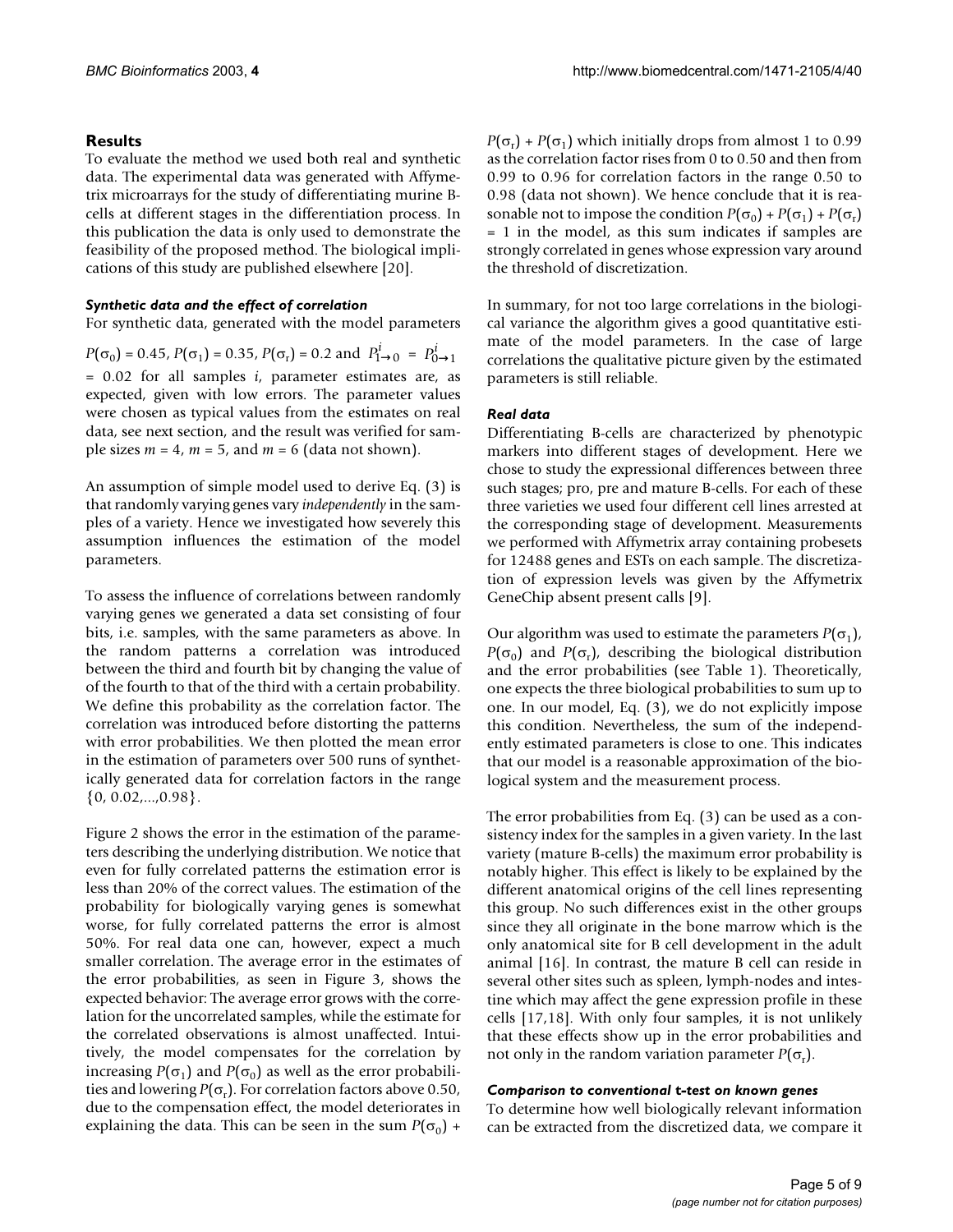## Results

To evaluate the method we used both real and synthetic data. The experimental data was generated with Affymetrix microarrays for the study of differentiating murine B-cells at different stages in the differentiation process. In this publication the data is only used to demonstrate the feasibility of the proposed method. The biological implications of this study are published elsewhere [20].

### *Synthetic data and the effect of correlation*

For synthetic data, generated with the model parameters $P(\sigma_0) = 0.45$, $P(\sigma_1) = 0.35$, $P(\sigma_r) = 0.2$ and $P^i_{1\to 0} = P^i_{0\to 1} = 0.02$ for all samples $i$, parameter estimates are, as expected, given with low errors. The parameter values were chosen as typical values from the estimates on real data, see next section, and the result was verified for sample sizes $m = 4$, $m = 5$, and $m = 6$ (data not shown).

An assumption of simple model used to derive Eq. (3) is that randomly varying genes vary *independently* in the samples of a variety. Hence we investigated how severely this assumption influences the estimation of the model parameters.

To assess the influence of correlations between randomly varying genes we generated a data set consisting of four bits, i.e. samples, with the same parameters as above. In the random patterns a correlation was introduced between the third and fourth bit by changing the value of of the fourth to that of the third with a certain probability. We define this probability as the correlation factor. The correlation was introduced before distorting the patterns with error probabilities. We then plotted the mean error in the estimation of parameters over 500 runs of synthetically generated data for correlation factors in the range $\{0, 0.02,...,0.98\}$.

Figure 2 shows the error in the estimation of the parameters describing the underlying distribution. We notice that even for fully correlated patterns the estimation error is less than 20% of the correct values. The estimation of the probability for biologically varying genes is somewhat worse, for fully correlated patterns the error is almost 50%. For real data one can, however, expect a much smaller correlation. The average error in the estimates of the error probabilities, as seen in Figure 3, shows the expected behavior: The average error grows with the correlation for the uncorrelated samples, while the estimate for the correlated observations is almost unaffected. Intuitively, the model compensates for the correlation by increasing $P(\sigma_1)$ and $P(\sigma_0)$ as well as the error probabilities and lowering $P(\sigma_r)$. For correlation factors above 0.50, due to the compensation effect, the model deteriorates in explaining the data. This can be seen in the sum $P(\sigma_0) + P(\sigma_r) + P(\sigma_1)$ which initially drops from almost 1 to 0.99 as the correlation factor rises from 0 to 0.50 and then from 0.99 to 0.96 for correlation factors in the range 0.50 to 0.98 (data not shown). We hence conclude that it is reasonable not to impose the condition $P(\sigma_0) + P(\sigma_1) + P(\sigma_r) = 1$ in the model, as this sum indicates if samples are strongly correlated in genes whose expression vary around the threshold of discretization.

In summary, for not too large correlations in the biological variance the algorithm gives a good quantitative estimate of the model parameters. In the case of large correlations the qualitative picture given by the estimated parameters is still reliable.

### *Real data*

Differentiating B-cells are characterized by phenotypic markers into different stages of development. Here we chose to study the expressional differences between three such stages; pro, pre and mature B-cells. For each of these three varieties we used four different cell lines arrested at the corresponding stage of development. Measurements we performed with Affymetrix array containing probesets for 12488 genes and ESTs on each sample. The discretization of expression levels was given by the Affymetrix GeneChip absent present calls [9].

Our algorithm was used to estimate the parameters $P(\sigma_1)$, $P(\sigma_0)$ and $P(\sigma_r)$, describing the biological distribution and the error probabilities (see Table 1). Theoretically, one expects the three biological probabilities to sum up to one. In our model, Eq. (3), we do not explicitly impose this condition. Nevertheless, the sum of the independently estimated parameters is close to one. This indicates that our model is a reasonable approximation of the biological system and the measurement process.

The error probabilities from Eq. (3) can be used as a consistency index for the samples in a given variety. In the last variety (mature B-cells) the maximum error probability is notably higher. This effect is likely to be explained by the different anatomical origins of the cell lines representing this group. No such differences exist in the other groups since they all originate in the bone marrow which is the only anatomical site for B cell development in the adult animal [16]. In contrast, the mature B cell can reside in several other sites such as spleen, lymph-nodes and intestine which may affect the gene expression profile in these cells [17,18]. With only four samples, it is not unlikely that these effects show up in the error probabilities and not only in the random variation parameter $P(\sigma_r)$.

### *Comparison to conventional t-test on known genes*

To determine how well biologically relevant information can be extracted from the discretized data, we compare it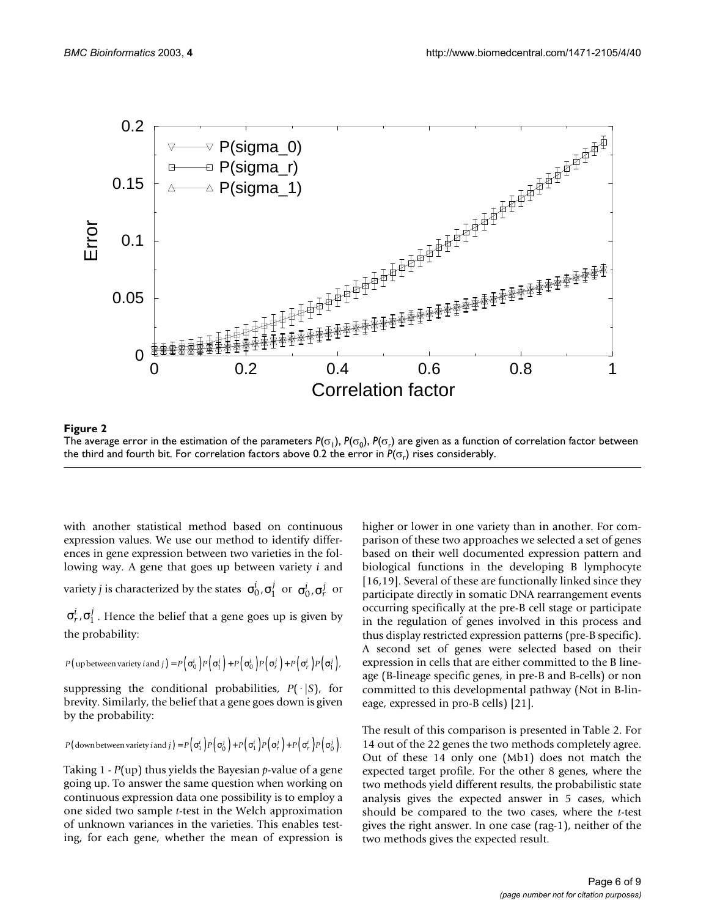**Figure 2**

The average error in the estimation of the parameters $P(\sigma_1)$, $P(\sigma_0)$, $P(\sigma_r)$ are given as a function of correlation factor between the third and fourth bit. For correlation factors above 0.2 the error in $P(\sigma_r)$ rises considerably.

with another statistical method based on continuous expression values. We use our method to identify differences in gene expression between two varieties in the following way. A gene that goes up between variety *i* and variety *j* is characterized by the states $\sigma_0^i, \sigma_1^j$ or $\sigma_0^i, \sigma_r^j$ or $\sigma_r^i, \sigma_1^j$. Hence the belief that a gene goes up is given by the probability:

$$P(\text{up between variety } i \text{ and } j) = P(\sigma_0^i)P(\sigma_1^j) + P(\sigma_0^i)P(\sigma_r^j) + P(\sigma_r^i)P(\sigma_1^j),$$

suppressing the conditional probabilities, $P(\cdot|S)$, for brevity. Similarly, the belief that a gene goes down is given by the probability:

$$P(\text{down between variety } i \text{ and } j) = P(\sigma_1^i)P(\sigma_0^j) + P(\sigma_1^i)P(\sigma_r^j) + P(\sigma_r^i)P(\sigma_0^j).$$

Taking 1 - $P$(up) thus yields the Bayesian *p*-value of a gene going up. To answer the same question when working on continuous expression data one possibility is to employ a one sided two sample *t*-test in the Welch approximation of unknown variances in the varieties. This enables testing, for each gene, whether the mean of expression is higher or lower in one variety than in another. For comparison of these two approaches we selected a set of genes based on their well documented expression pattern and biological functions in the developing B lymphocyte [16,19]. Several of these are functionally linked since they participate directly in somatic DNA rearrangement events occurring specifically at the pre-B cell stage or participate in the regulation of genes involved in this process and thus display restricted expression patterns (pre-B specific). A second set of genes were selected based on their expression in cells that are either committed to the B lineage (B-lineage specific genes, in pre-B and B-cells) or non committed to this developmental pathway (Not in B-lineage, expressed in pro-B cells) [21].

The result of this comparison is presented in Table 2. For 14 out of the 22 genes the two methods completely agree. Out of these 14 only one (Mb1) does not match the expected target profile. For the other 8 genes, where the two methods yield different results, the probabilistic state analysis gives the expected answer in 5 cases, which should be compared to the two cases, where the *t*-test gives the right answer. In one case (rag-1), neither of the two methods gives the expected result.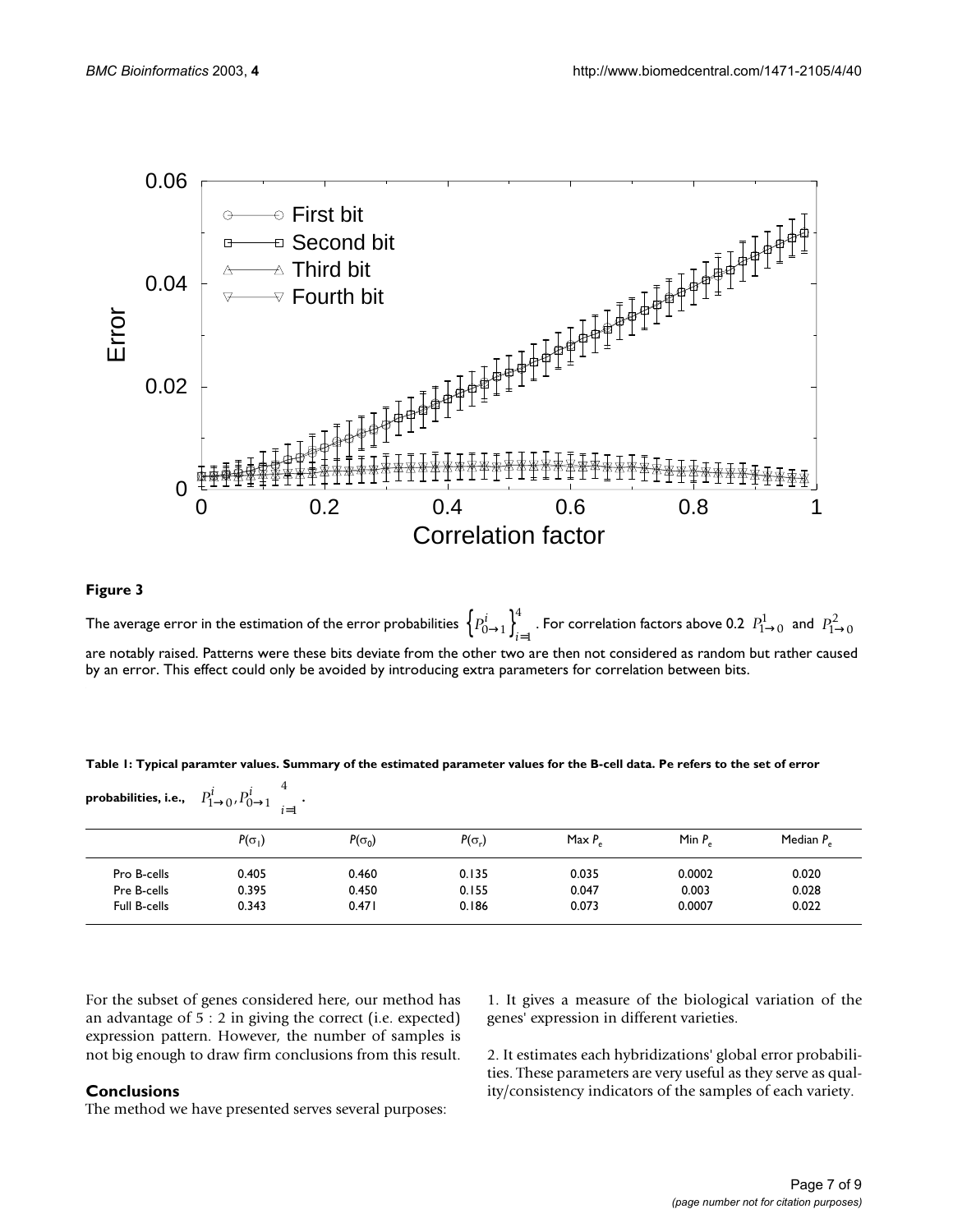**Figure 3**

The average error in the estimation of the error probabilities $\left\{P^i_{0\to 1}\right\}_{i=1}^{4}$. For correlation factors above 0.2 $P^1_{1\to 0}$ and $P^2_{1\to 0}$ are notably raised. Patterns were these bits deviate from the other two are then not considered as random but rather caused by an error. This effect could only be avoided by introducing extra parameters for correlation between bits.

**Table 1: Typical paramter values. Summary of the estimated parameter values for the B-cell data. Pe refers to the set of error probabilities, i.e.,** $\left\{P^i_{1\to 0}, P^i_{0\to 1}\right\}_{i=1}^{4}$.

| | $P(\sigma_1)$ | $P(\sigma_0)$ | $P(\sigma_r)$ | Max $P_e$ | Min $P_e$ | Median $P_e$ |
|---|---|---|---|---|---|---|
| Pro B-cells | 0.405 | 0.460 | 0.135 | 0.035 | 0.0002 | 0.020 |
| Pre B-cells | 0.395 | 0.450 | 0.155 | 0.047 | 0.003 | 0.028 |
| Full B-cells | 0.343 | 0.471 | 0.186 | 0.073 | 0.0007 | 0.022 |

For the subset of genes considered here, our method has an advantage of 5 : 2 in giving the correct (i.e. expected) expression pattern. However, the number of samples is not big enough to draw firm conclusions from this result.

## Conclusions

The method we have presented serves several purposes:

1. It gives a measure of the biological variation of the genes' expression in different varieties.

2. It estimates each hybridizations' global error probabilities. These parameters are very useful as they serve as quality/consistency indicators of the samples of each variety.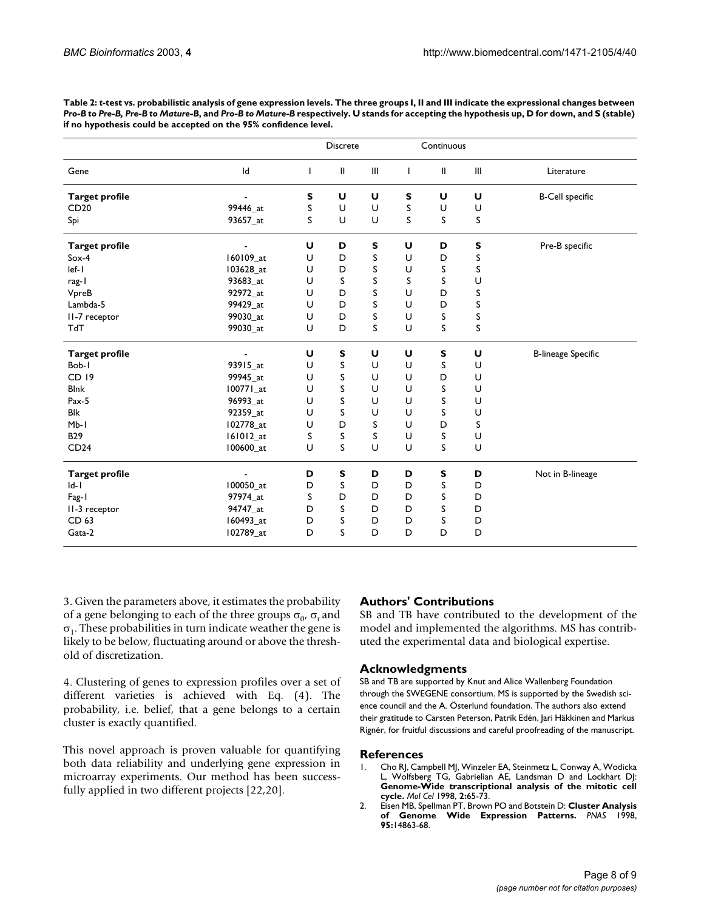**Table 2: *t*-test vs. probabilistic analysis of gene expression levels. The three groups I, II and III indicate the expressional changes between *Pro-B to Pre-B, Pre-B to Mature-B*, and *Pro-B to Mature-B* respectively. U stands for accepting the hypothesis up, D for down, and S (stable) if no hypothesis could be accepted on the 95% confidence level.**

| | | Discrete | | | Continuous | | | |
|---|---|---|---|---|---|---|---|---|
| Gene | Id | I | II | III | I | II | III | Literature |
| **Target profile** | - | **S** | **U** | **U** | **S** | **U** | **U** | B-Cell specific |
| CD20 | 99446_at | S | U | U | S | U | U | |
| Spi | 93657_at | S | U | U | S | S | S | |
| **Target profile** | - | **U** | **D** | **S** | **U** | **D** | **S** | Pre-B specific |
| Sox-4 | 160109_at | U | D | S | U | D | S | |
| lef-1 | 103628_at | U | D | S | U | S | S | |
| rag-1 | 93683_at | U | S | S | S | S | U | |
| VpreB | 92972_at | U | D | S | U | D | S | |
| Lambda-5 | 99429_at | U | D | S | U | D | S | |
| Il-7 receptor | 99030_at | U | D | S | U | S | S | |
| TdT | 99030_at | U | D | S | U | S | S | |
| **Target profile** | - | **U** | **S** | **U** | **U** | **S** | **U** | B-lineage Specific |
| Bob-1 | 93915_at | U | S | U | U | S | U | |
| CD 19 | 99945_at | U | S | U | U | D | U | |
| Blnk | 100771_at | U | S | U | U | S | U | |
| Pax-5 | 96993_at | U | S | U | U | S | U | |
| Blk | 92359_at | U | S | U | U | S | U | |
| Mb-1 | 102778_at | U | D | S | U | D | S | |
| B29 | 161012_at | S | S | S | U | S | U | |
| CD24 | 100600_at | U | S | U | U | S | U | |
| **Target profile** | - | **D** | **S** | **D** | **D** | **S** | **D** | Not in B-lineage |
| Id-1 | 100050_at | D | S | D | D | S | D | |
| Fag-1 | 97974_at | S | D | D | D | S | D | |
| Il-3 receptor | 94747_at | D | S | D | D | S | D | |
| CD 63 | 160493_at | D | S | D | D | S | D | |
| Gata-2 | 102789_at | D | S | D | D | D | D | |

3. Given the parameters above, it estimates the probability of a gene belonging to each of the three groups $\sigma_0$, $\sigma_r$ and $\sigma_1$. These probabilities in turn indicate weather the gene is likely to be below, fluctuating around or above the threshold of discretization.

4. Clustering of genes to expression profiles over a set of different varieties is achieved with Eq. (4). The probability, i.e. belief, that a gene belongs to a certain cluster is exactly quantified.

This novel approach is proven valuable for quantifying both data reliability and underlying gene expression in microarray experiments. Our method has been successfully applied in two different projects [22,20].

## Authors' Contributions

SB and TB have contributed to the development of the model and implemented the algorithms. MS has contributed the experimental data and biological expertise.

## Acknowledgments

SB and TB are supported by Knut and Alice Wallenberg Foundation through the SWEGENE consortium. MS is supported by the Swedish science council and the A. Österlund foundation. The authors also extend their gratitude to Carsten Peterson, Patrik Edén, Jari Häkkinen and Markus Rignér, for fruitful discussions and careful proofreading of the manuscript.

## References

1. Cho RJ, Campbell MJ, Winzeler EA, Steinmetz L, Conway A, Wodicka L, Wolfsberg TG, Gabrielian AE, Landsman D and Lockhart DJ: **Genome-Wide transcriptional analysis of the mitotic cell cycle.** *Mol Cel* 1998, **2:**65-73.
2. Eisen MB, Spellman PT, Brown PO and Botstein D: **Cluster Analysis of Genome Wide Expression Patterns.** *PNAS* 1998, **95:**14863-68.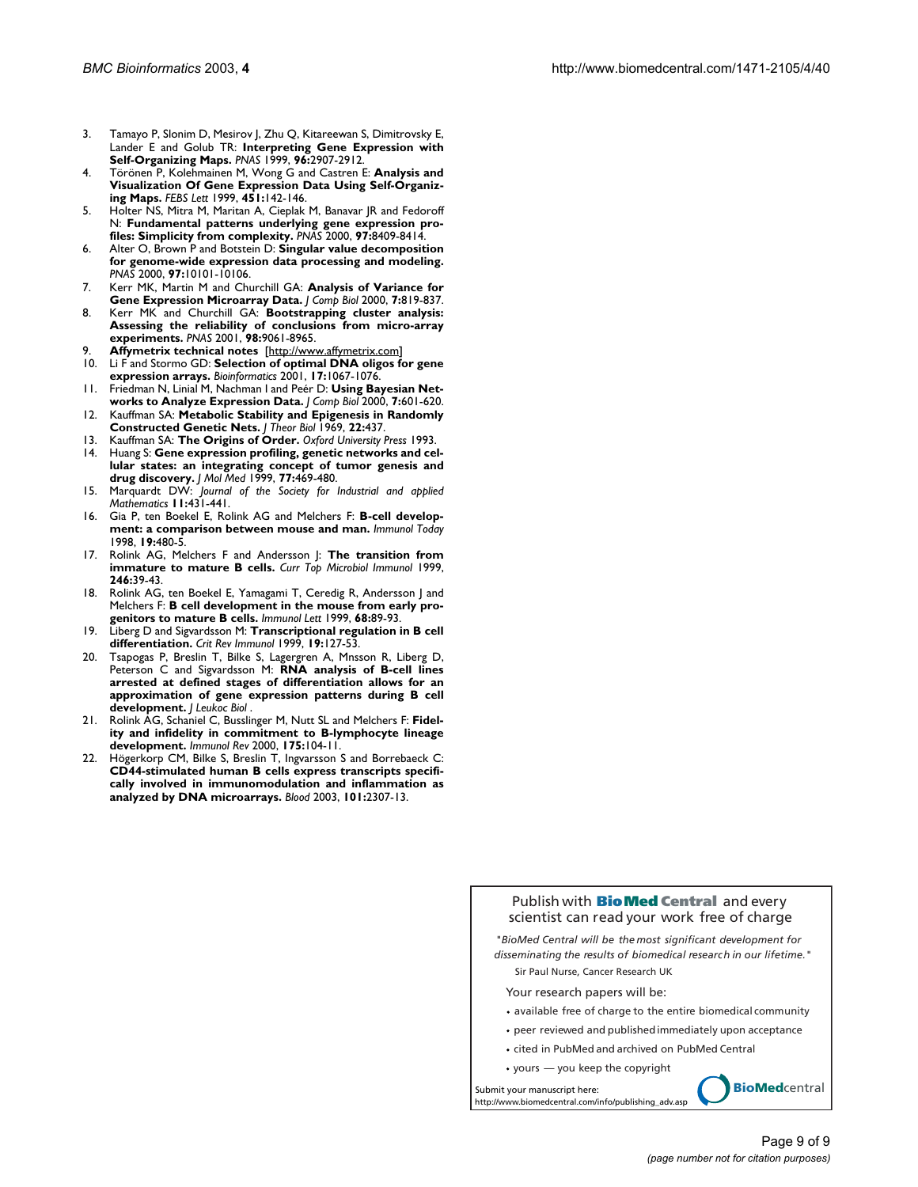3. Tamayo P, Slonim D, Mesirov J, Zhu Q, Kitareewan S, Dimitrovsky E, Lander E and Golub TR: **Interpreting Gene Expression with Self-Organizing Maps.** *PNAS* 1999, **96:**2907-2912.
4. Törönen P, Kolehmainen M, Wong G and Castren E: **Analysis and Visualization Of Gene Expression Data Using Self-Organizing Maps.** *FEBS Lett* 1999, **451:**142-146.
5. Holter NS, Mitra M, Maritan A, Cieplak M, Banavar JR and Fedoroff N: **Fundamental patterns underlying gene expression profiles: Simplicity from complexity.** *PNAS* 2000, **97:**8409-8414.
6. Alter O, Brown P and Botstein D: **Singular value decomposition for genome-wide expression data processing and modeling.** *PNAS* 2000, **97:**10101-10106.
7. Kerr MK, Martin M and Churchill GA: **Analysis of Variance for Gene Expression Microarray Data.** *J Comp Biol* 2000, **7:**819-837.
8. Kerr MK and Churchill GA: **Bootstrapping cluster analysis: Assessing the reliability of conclusions from micro-array experiments.** *PNAS* 2001, **98:**9061-8965.
9. **Affymetrix technical notes** [http://www.affymetrix.com]
10. Li F and Stormo GD: **Selection of optimal DNA oligos for gene expression arrays.** *Bioinformatics* 2001, **17:**1067-1076.
11. Friedman N, Linial M, Nachman I and Peér D: **Using Bayesian Networks to Analyze Expression Data.** *J Comp Biol* 2000, **7:**601-620.
12. Kauffman SA: **Metabolic Stability and Epigenesis in Randomly Constructed Genetic Nets.** *J Theor Biol* 1969, **22:**437.
13. Kauffman SA: **The Origins of Order.** *Oxford University Press* 1993.
14. Huang S: **Gene expression profiling, genetic networks and cellular states: an integrating concept of tumor genesis and drug discovery.** *J Mol Med* 1999, **77:**469-480.
15. Marquardt DW: *Journal of the Society for Industrial and applied Mathematics* **11:**431-441.
16. Gia P, ten Boekel E, Rolink AG and Melchers F: **B-cell development: a comparison between mouse and man.** *Immunol Today* 1998, **19:**480-5.
17. Rolink AG, Melchers F and Andersson J: **The transition from immature to mature B cells.** *Curr Top Microbiol Immunol* 1999, **246:**39-43.
18. Rolink AG, ten Boekel E, Yamagami T, Ceredig R, Andersson J and Melchers F: **B cell development in the mouse from early progenitors to mature B cells.** *Immunol Lett* 1999, **68:**89-93.
19. Liberg D and Sigvardsson M: **Transcriptional regulation in B cell differentiation.** *Crit Rev Immunol* 1999, **19:**127-53.
20. Tsapogas P, Breslin T, Bilke S, Lagergren A, Mnsson R, Liberg D, Peterson C and Sigvardsson M: **RNA analysis of B-cell lines arrested at defined stages of differentiation allows for an approximation of gene expression patterns during B cell development.** *J Leukoc Biol* .
21. Rolink AG, Schaniel C, Busslinger M, Nutt SL and Melchers F: **Fidelity and infidelity in commitment to B-lymphocyte lineage development.** *Immunol Rev* 2000, **175:**104-11.
22. Högerkorp CM, Bilke S, Breslin T, Ingvarsson S and Borrebaeck C: **CD44-stimulated human B cells express transcripts specifically involved in immunomodulation and inflammation as analyzed by DNA microarrays.** *Blood* 2003, **101:**2307-13.

Publish with **BioMed Central** and every scientist can read your work free of charge

*"BioMed Central will be the most significant development for disseminating the results of biomedical research in our lifetime."*

Sir Paul Nurse, Cancer Research UK

Your research papers will be:

- available free of charge to the entire biomedical community
- peer reviewed and published immediately upon acceptance
- cited in PubMed and archived on PubMed Central
- yours — you keep the copyright

Submit your manuscript here:
http://www.biomedcentral.com/info/publishing_adv.asp

**BioMed**central